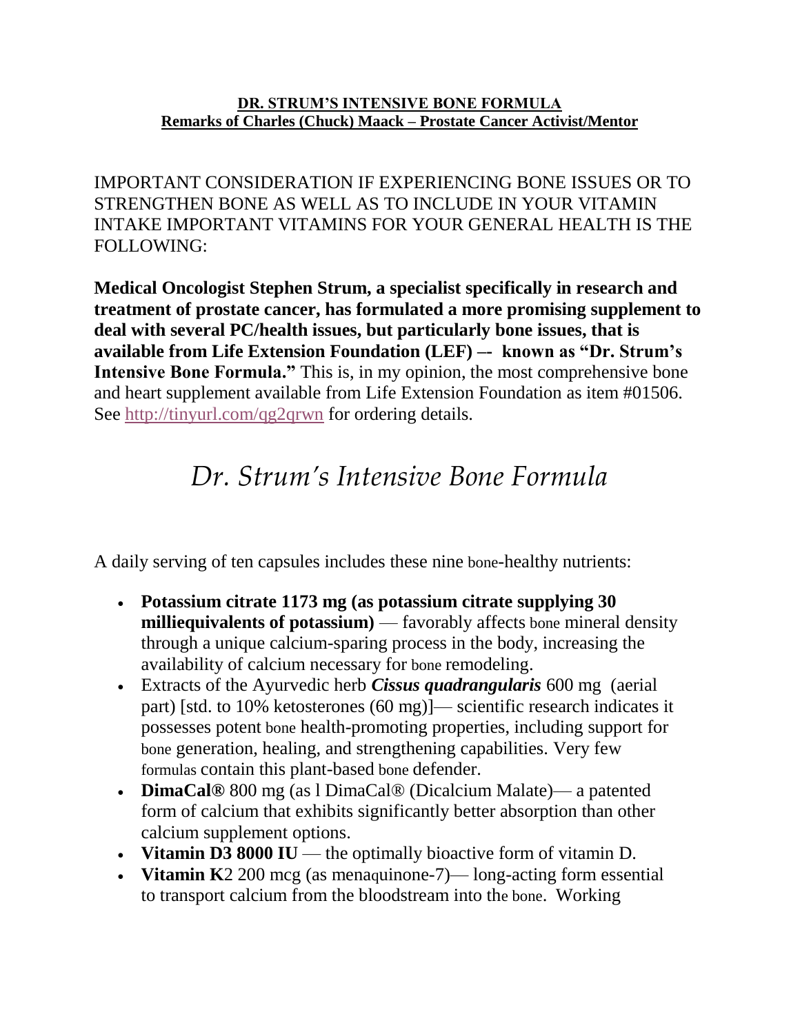**DR. STRUM'S INTENSIVE BONE FORMULA**
**Remarks of Charles (Chuck) Maack – Prostate Cancer Activist/Mentor**

IMPORTANT CONSIDERATION IF EXPERIENCING BONE ISSUES OR TO STRENGTHEN BONE AS WELL AS TO INCLUDE IN YOUR VITAMIN INTAKE IMPORTANT VITAMINS FOR YOUR GENERAL HEALTH IS THE FOLLOWING:

**Medical Oncologist Stephen Strum, a specialist specifically in research and treatment of prostate cancer, has formulated a more promising supplement to deal with several PC/health issues, but particularly bone issues, that is available from Life Extension Foundation (LEF) –- known as "Dr. Strum's Intensive Bone Formula."** This is, in my opinion, the most comprehensive bone and heart supplement available from Life Extension Foundation as item #01506. See [http://tinyurl.com/qg2qrwn](http://tinyurl.com/qg2qrwn) for ordering details.

# *Dr. Strum's Intensive Bone Formula*

A daily serving of ten capsules includes these nine bone-healthy nutrients:

- **Potassium citrate 1173 mg (as potassium citrate supplying 30 milliequivalents of potassium)** — favorably affects bone mineral density through a unique calcium-sparing process in the body, increasing the availability of calcium necessary for bone remodeling.
- Extracts of the Ayurvedic herb ***Cissus quadrangularis*** 600 mg (aerial part) [std. to 10% ketosterones (60 mg)]— scientific research indicates it possesses potent bone health-promoting properties, including support for bone generation, healing, and strengthening capabilities. Very few formulas contain this plant-based bone defender.
- **DimaCal®** 800 mg (as l DimaCal® (Dicalcium Malate)— a patented form of calcium that exhibits significantly better absorption than other calcium supplement options.
- **Vitamin D3 8000 IU** — the optimally bioactive form of vitamin D.
- **Vitamin K**2 200 mcg (as menaquinone-7)— long-acting form essential to transport calcium from the bloodstream into the bone. Working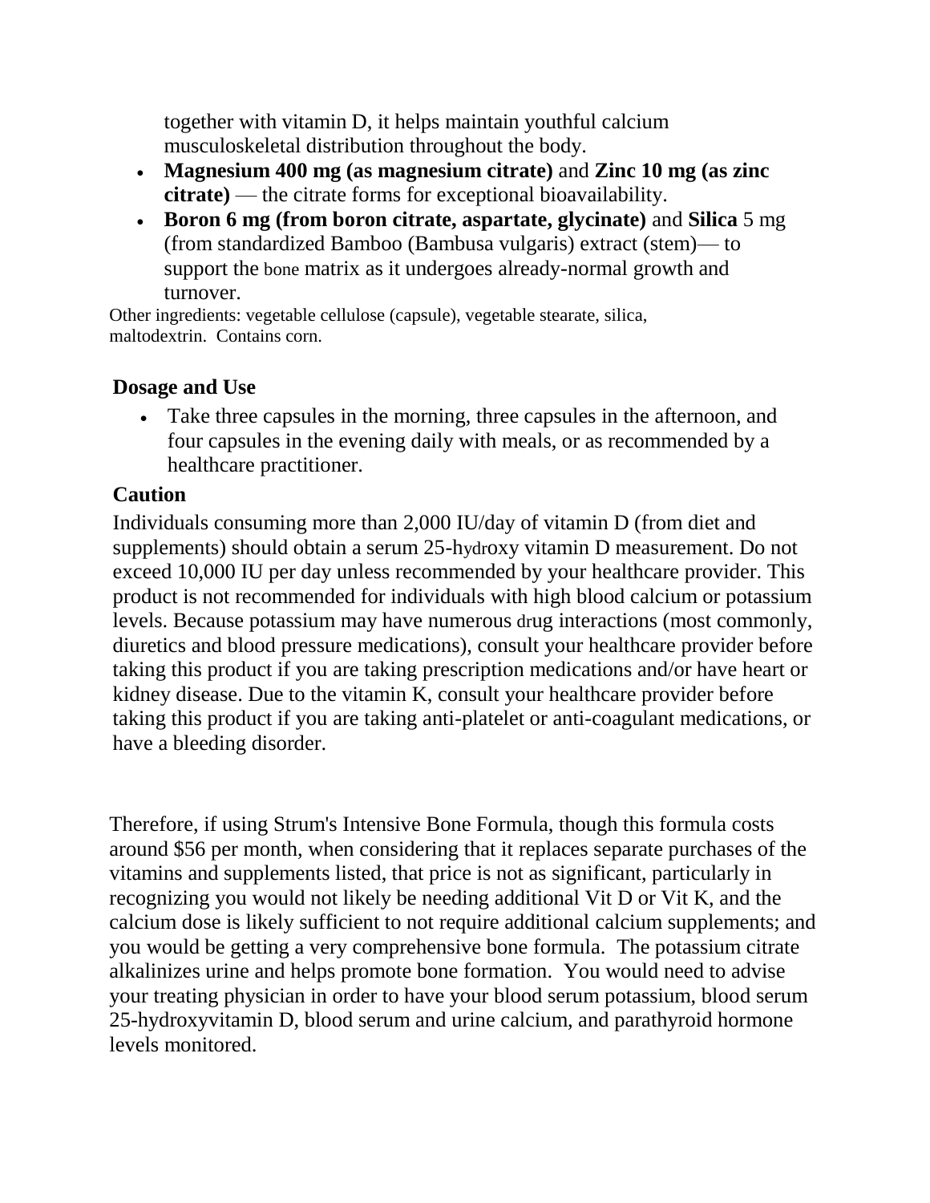together with vitamin D, it helps maintain youthful calcium musculoskeletal distribution throughout the body.

- **Magnesium 400 mg (as magnesium citrate)** and **Zinc 10 mg (as zinc citrate)** — the citrate forms for exceptional bioavailability.
- **Boron 6 mg (from boron citrate, aspartate, glycinate)** and **Silica** 5 mg (from standardized Bamboo (Bambusa vulgaris) extract (stem)— to support the bone matrix as it undergoes already-normal growth and turnover.

Other ingredients: vegetable cellulose (capsule), vegetable stearate, silica, maltodextrin. Contains corn.

**Dosage and Use**

- Take three capsules in the morning, three capsules in the afternoon, and four capsules in the evening daily with meals, or as recommended by a healthcare practitioner.

**Caution**

Individuals consuming more than 2,000 IU/day of vitamin D (from diet and supplements) should obtain a serum 25-hydroxy vitamin D measurement. Do not exceed 10,000 IU per day unless recommended by your healthcare provider. This product is not recommended for individuals with high blood calcium or potassium levels. Because potassium may have numerous drug interactions (most commonly, diuretics and blood pressure medications), consult your healthcare provider before taking this product if you are taking prescription medications and/or have heart or kidney disease. Due to the vitamin K, consult your healthcare provider before taking this product if you are taking anti-platelet or anti-coagulant medications, or have a bleeding disorder.

Therefore, if using Strum's Intensive Bone Formula, though this formula costs around $56 per month, when considering that it replaces separate purchases of the vitamins and supplements listed, that price is not as significant, particularly in recognizing you would not likely be needing additional Vit D or Vit K, and the calcium dose is likely sufficient to not require additional calcium supplements; and you would be getting a very comprehensive bone formula. The potassium citrate alkalinizes urine and helps promote bone formation. You would need to advise your treating physician in order to have your blood serum potassium, blood serum 25-hydroxyvitamin D, blood serum and urine calcium, and parathyroid hormone levels monitored.